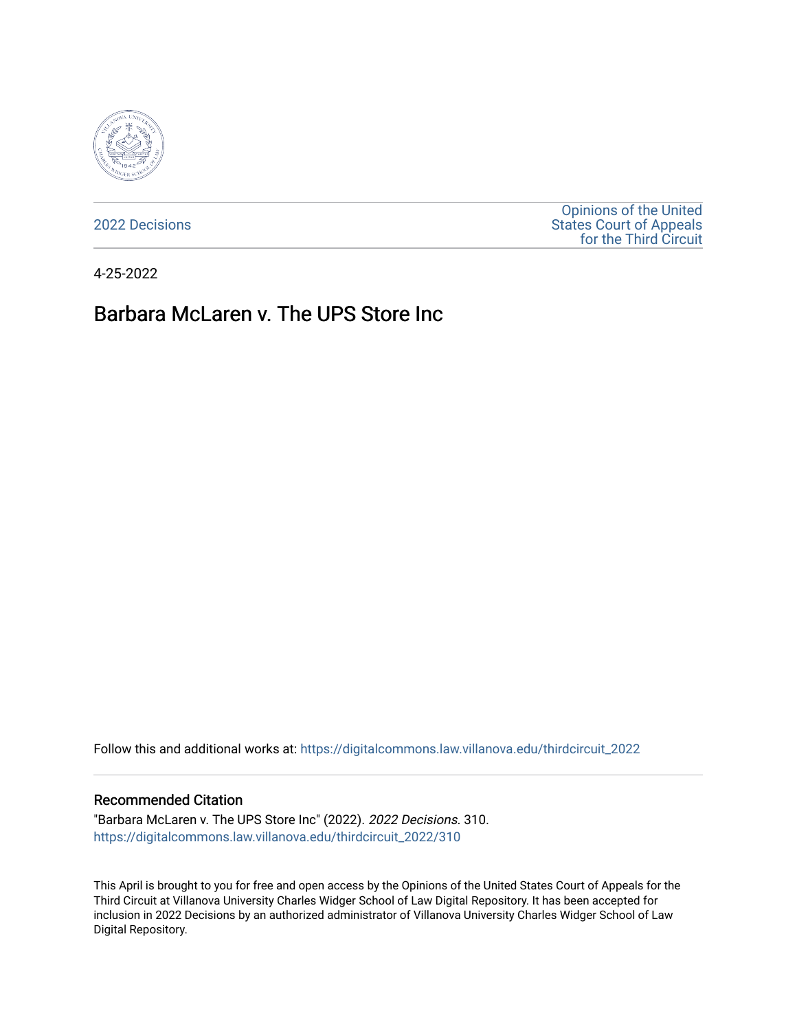2022 Decisions

Opinions of the United States Court of Appeals for the Third Circuit

4-25-2022

# Barbara McLaren v. The UPS Store Inc

Follow this and additional works at: https://digitalcommons.law.villanova.edu/thirdcircuit_2022

## Recommended Citation

"Barbara McLaren v. The UPS Store Inc" (2022). *2022 Decisions*. 310.
https://digitalcommons.law.villanova.edu/thirdcircuit_2022/310

This April is brought to you for free and open access by the Opinions of the United States Court of Appeals for the Third Circuit at Villanova University Charles Widger School of Law Digital Repository. It has been accepted for inclusion in 2022 Decisions by an authorized administrator of Villanova University Charles Widger School of Law Digital Repository.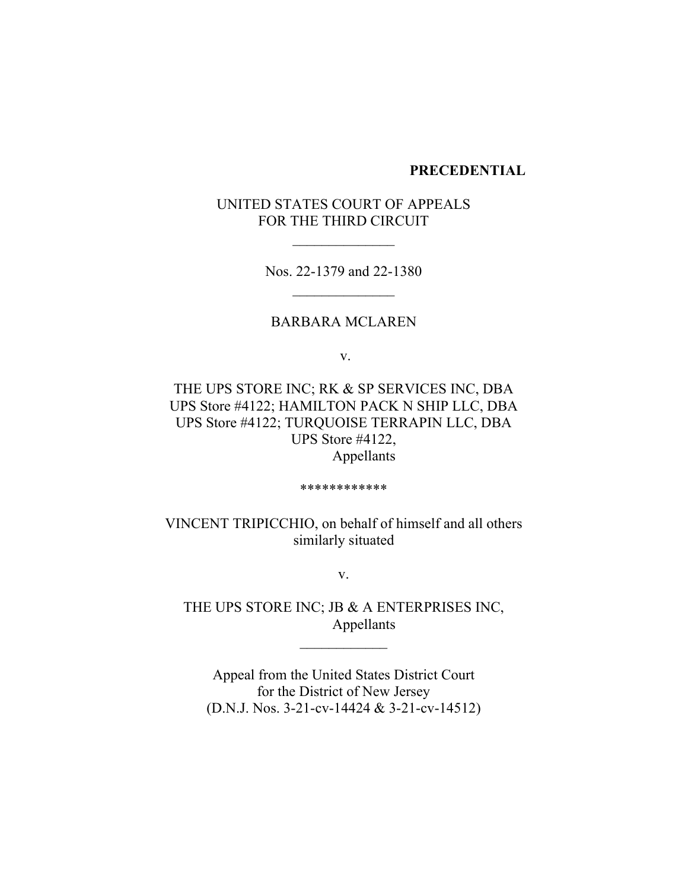**PRECEDENTIAL**

UNITED STATES COURT OF APPEALS
FOR THE THIRD CIRCUIT

______________

Nos. 22-1379 and 22-1380

______________

BARBARA MCLAREN

v.

THE UPS STORE INC; RK & SP SERVICES INC, DBA UPS Store #4122; HAMILTON PACK N SHIP LLC, DBA UPS Store #4122; TURQUOISE TERRAPIN LLC, DBA UPS Store #4122,
Appellants

************

VINCENT TRIPICCHIO, on behalf of himself and all others similarly situated

v.

THE UPS STORE INC; JB & A ENTERPRISES INC,
Appellants

____________

Appeal from the United States District Court
for the District of New Jersey
(D.N.J. Nos. 3-21-cv-14424 & 3-21-cv-14512)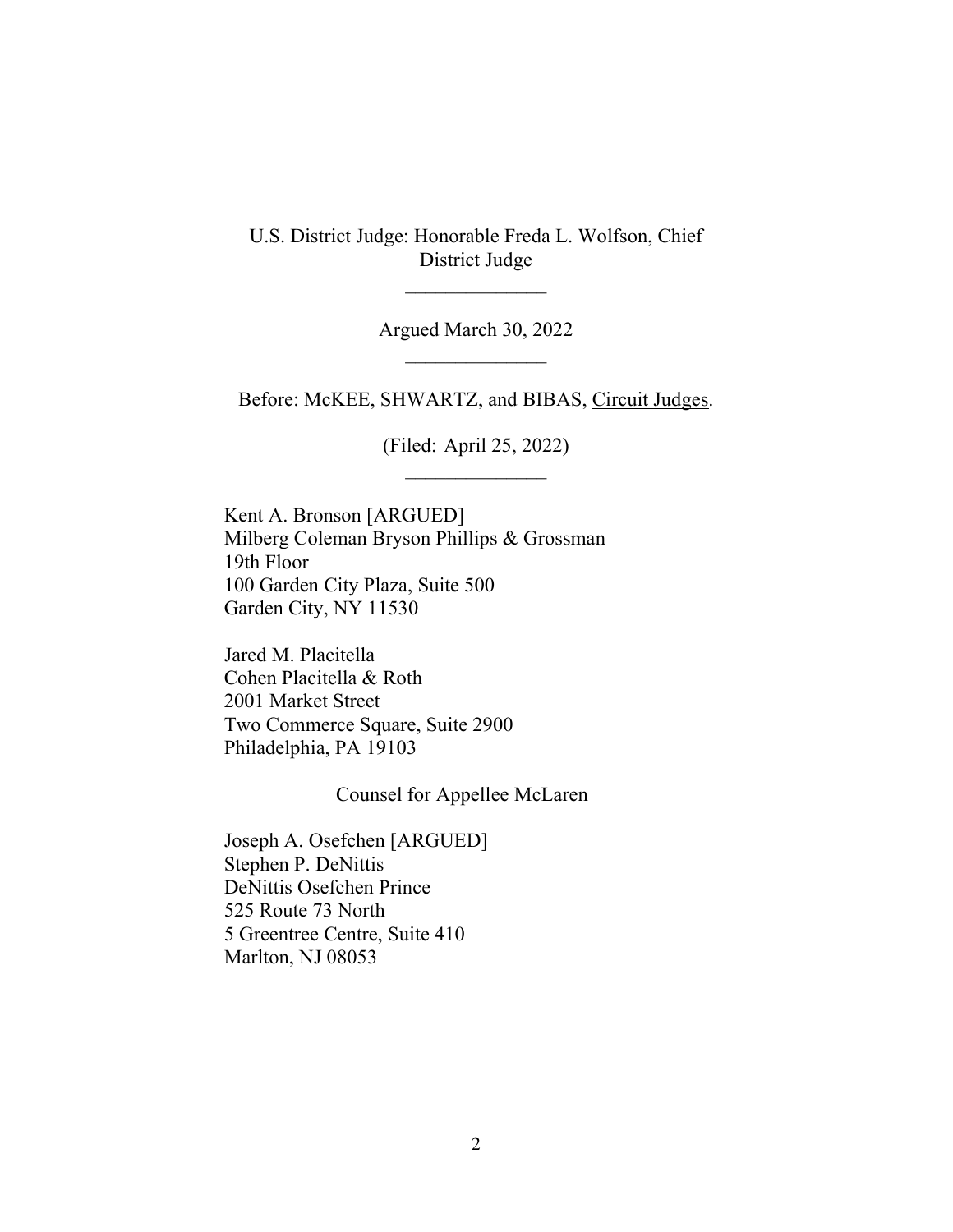U.S. District Judge: Honorable Freda L. Wolfson, Chief District Judge

______________

Argued March 30, 2022

______________

Before: McKEE, SHWARTZ, and BIBAS, Circuit Judges.

(Filed: April 25, 2022)

______________

Kent A. Bronson [ARGUED]
Milberg Coleman Bryson Phillips & Grossman
19th Floor
100 Garden City Plaza, Suite 500
Garden City, NY 11530

Jared M. Placitella
Cohen Placitella & Roth
2001 Market Street
Two Commerce Square, Suite 2900
Philadelphia, PA 19103

Counsel for Appellee McLaren

Joseph A. Osefchen [ARGUED]
Stephen P. DeNittis
DeNittis Osefchen Prince
525 Route 73 North
5 Greentree Centre, Suite 410
Marlton, NJ 08053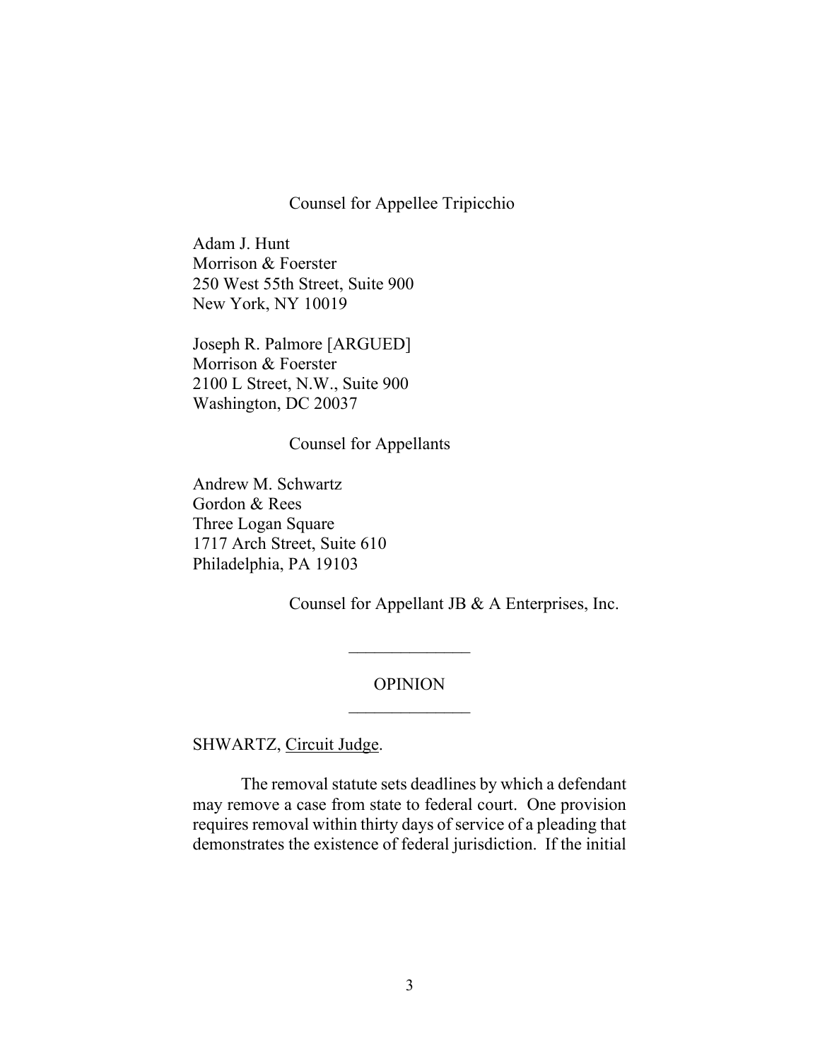Counsel for Appellee Tripicchio

Adam J. Hunt
Morrison & Foerster
250 West 55th Street, Suite 900
New York, NY 10019

Joseph R. Palmore [ARGUED]
Morrison & Foerster
2100 L Street, N.W., Suite 900
Washington, DC 20037

Counsel for Appellants

Andrew M. Schwartz
Gordon & Rees
Three Logan Square
1717 Arch Street, Suite 610
Philadelphia, PA 19103

Counsel for Appellant JB & A Enterprises, Inc.

---

OPINION

---

SHWARTZ, Circuit Judge.

The removal statute sets deadlines by which a defendant may remove a case from state to federal court. One provision requires removal within thirty days of service of a pleading that demonstrates the existence of federal jurisdiction. If the initial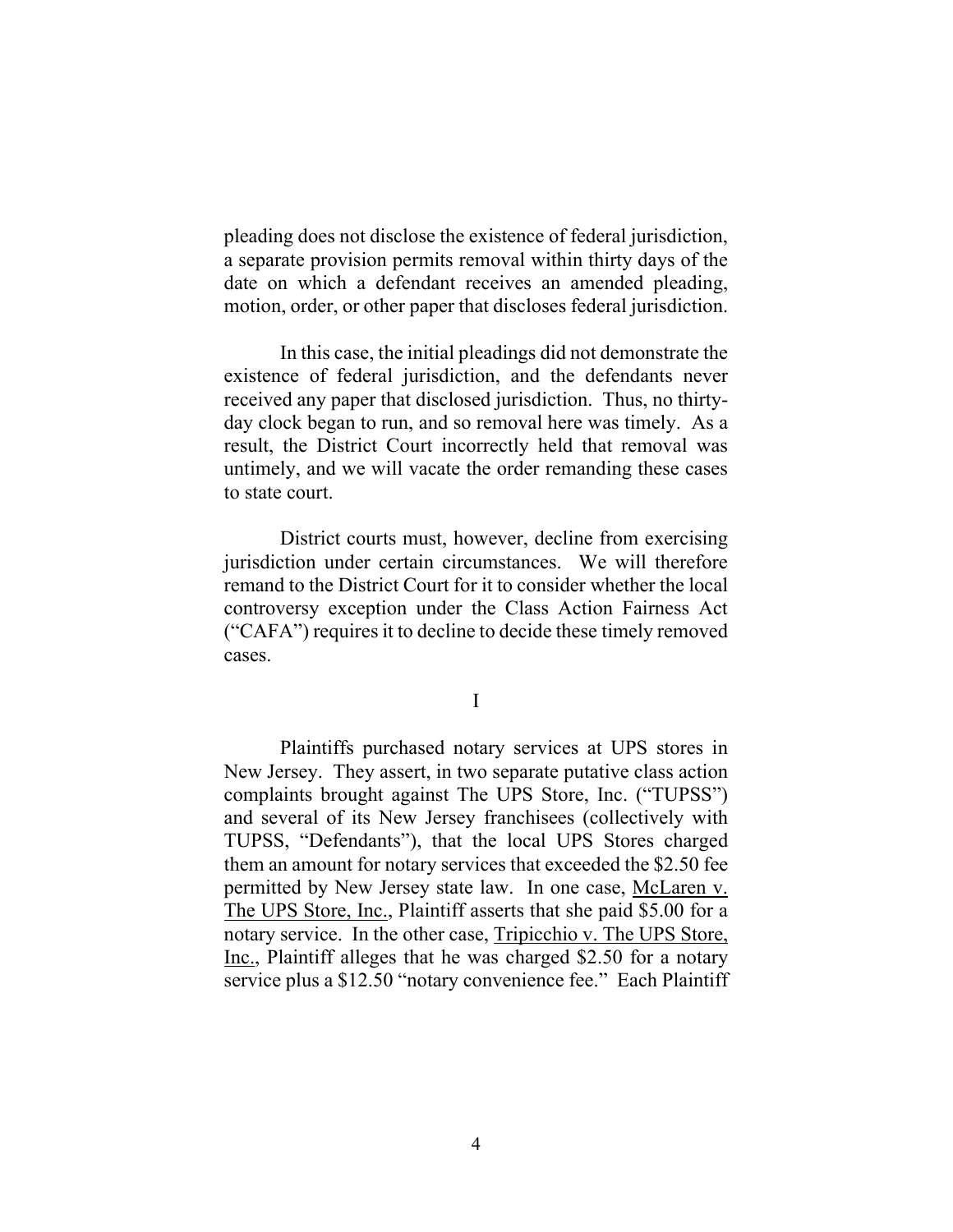pleading does not disclose the existence of federal jurisdiction, a separate provision permits removal within thirty days of the date on which a defendant receives an amended pleading, motion, order, or other paper that discloses federal jurisdiction.

In this case, the initial pleadings did not demonstrate the existence of federal jurisdiction, and the defendants never received any paper that disclosed jurisdiction. Thus, no thirty-day clock began to run, and so removal here was timely. As a result, the District Court incorrectly held that removal was untimely, and we will vacate the order remanding these cases to state court.

District courts must, however, decline from exercising jurisdiction under certain circumstances. We will therefore remand to the District Court for it to consider whether the local controversy exception under the Class Action Fairness Act ("CAFA") requires it to decline to decide these timely removed cases.

## I

Plaintiffs purchased notary services at UPS stores in New Jersey. They assert, in two separate putative class action complaints brought against The UPS Store, Inc. ("TUPSS") and several of its New Jersey franchisees (collectively with TUPSS, "Defendants"), that the local UPS Stores charged them an amount for notary services that exceeded the $2.50 fee permitted by New Jersey state law. In one case, McLaren v. The UPS Store, Inc., Plaintiff asserts that she paid $5.00 for a notary service. In the other case, Tripicchio v. The UPS Store, Inc., Plaintiff alleges that he was charged $2.50 for a notary service plus a $12.50 "notary convenience fee." Each Plaintiff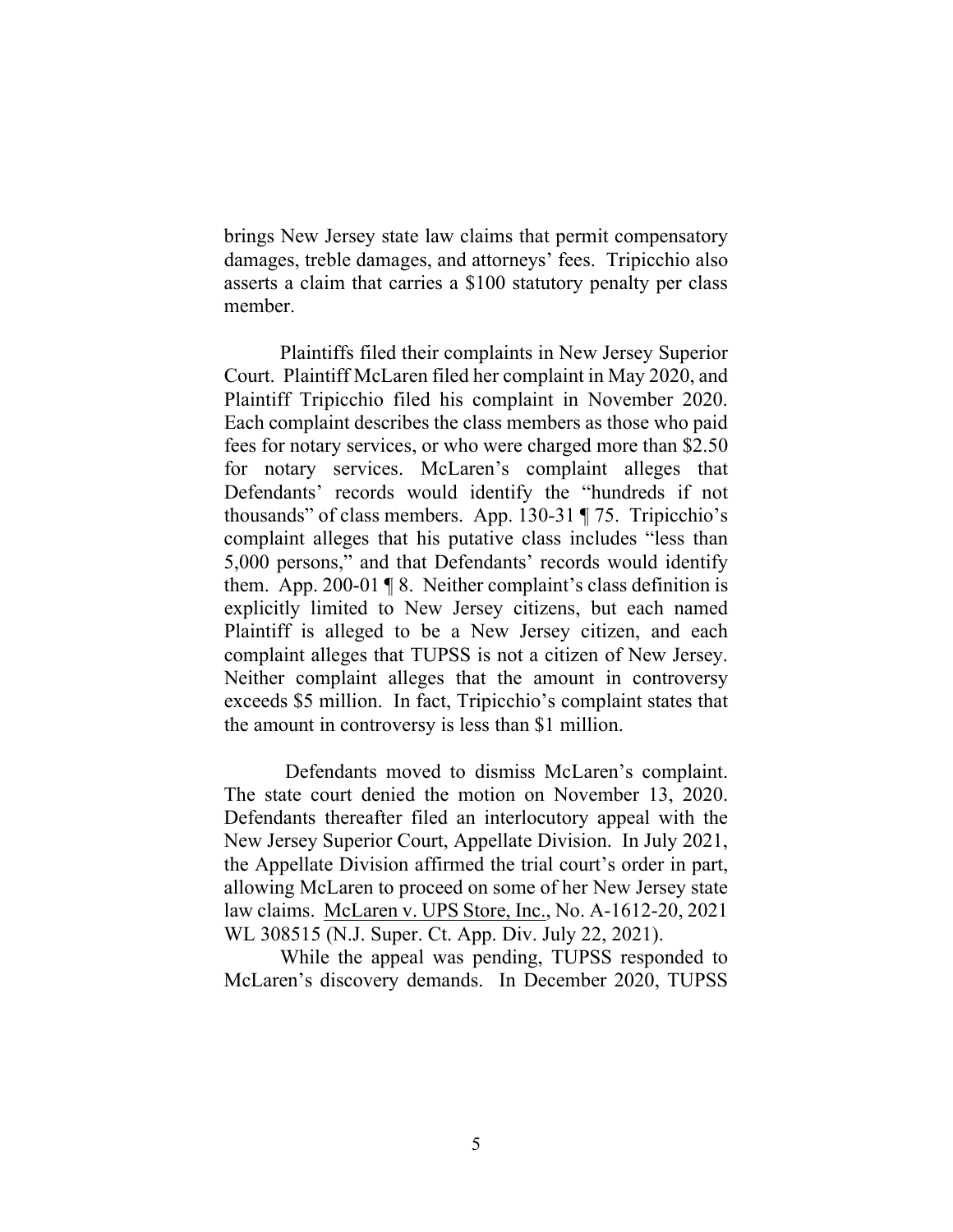brings New Jersey state law claims that permit compensatory damages, treble damages, and attorneys' fees. Tripicchio also asserts a claim that carries a $100 statutory penalty per class member.

Plaintiffs filed their complaints in New Jersey Superior Court. Plaintiff McLaren filed her complaint in May 2020, and Plaintiff Tripicchio filed his complaint in November 2020. Each complaint describes the class members as those who paid fees for notary services, or who were charged more than $2.50 for notary services. McLaren's complaint alleges that Defendants' records would identify the "hundreds if not thousands" of class members. App. 130-31 ¶ 75. Tripicchio's complaint alleges that his putative class includes "less than 5,000 persons," and that Defendants' records would identify them. App. 200-01 ¶ 8. Neither complaint's class definition is explicitly limited to New Jersey citizens, but each named Plaintiff is alleged to be a New Jersey citizen, and each complaint alleges that TUPSS is not a citizen of New Jersey. Neither complaint alleges that the amount in controversy exceeds $5 million. In fact, Tripicchio's complaint states that the amount in controversy is less than $1 million.

Defendants moved to dismiss McLaren's complaint. The state court denied the motion on November 13, 2020. Defendants thereafter filed an interlocutory appeal with the New Jersey Superior Court, Appellate Division. In July 2021, the Appellate Division affirmed the trial court's order in part, allowing McLaren to proceed on some of her New Jersey state law claims. McLaren v. UPS Store, Inc., No. A-1612-20, 2021 WL 308515 (N.J. Super. Ct. App. Div. July 22, 2021).

While the appeal was pending, TUPSS responded to McLaren's discovery demands. In December 2020, TUPSS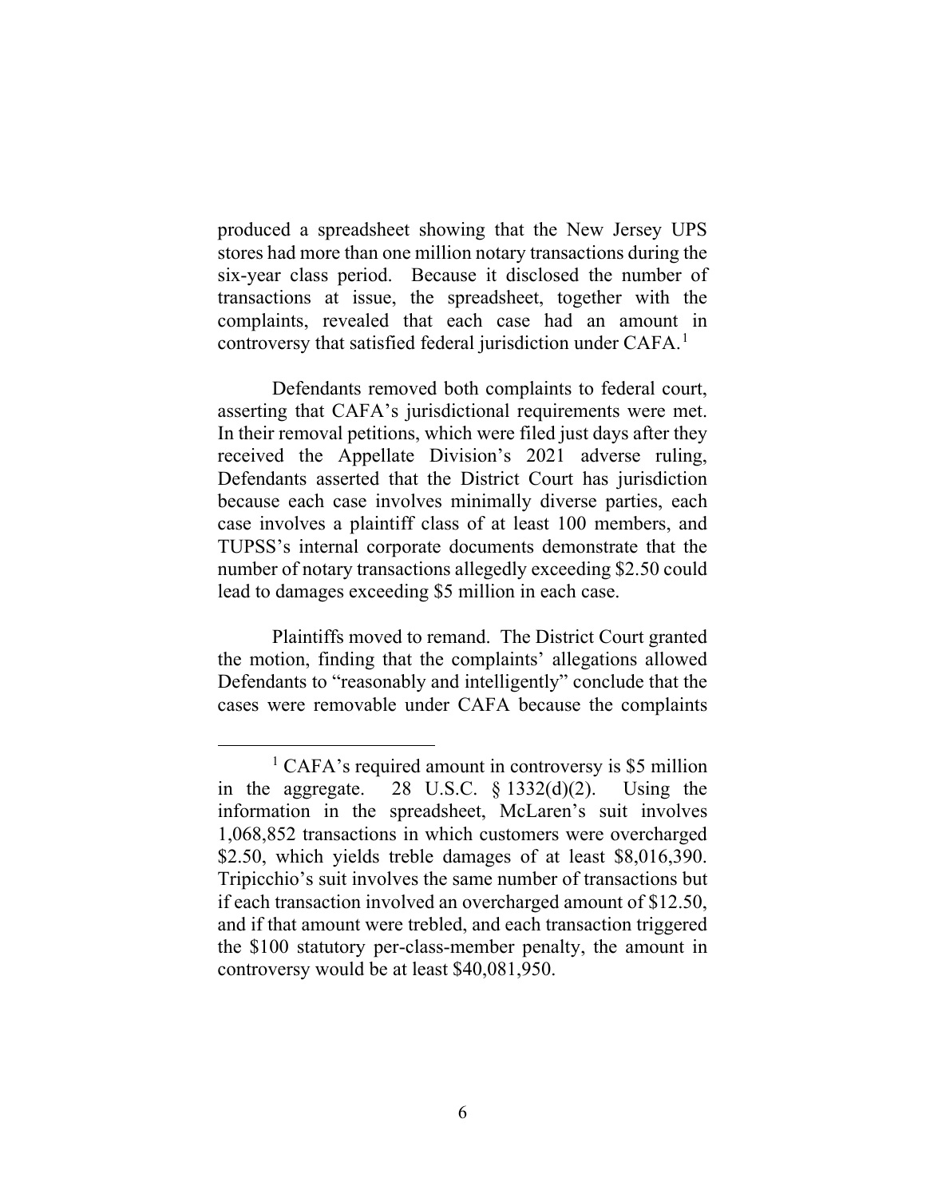produced a spreadsheet showing that the New Jersey UPS stores had more than one million notary transactions during the six-year class period. Because it disclosed the number of transactions at issue, the spreadsheet, together with the complaints, revealed that each case had an amount in controversy that satisfied federal jurisdiction under CAFA.[1]

Defendants removed both complaints to federal court, asserting that CAFA's jurisdictional requirements were met. In their removal petitions, which were filed just days after they received the Appellate Division's 2021 adverse ruling, Defendants asserted that the District Court has jurisdiction because each case involves minimally diverse parties, each case involves a plaintiff class of at least 100 members, and TUPSS's internal corporate documents demonstrate that the number of notary transactions allegedly exceeding \$2.50 could lead to damages exceeding \$5 million in each case.

Plaintiffs moved to remand. The District Court granted the motion, finding that the complaints' allegations allowed Defendants to "reasonably and intelligently" conclude that the cases were removable under CAFA because the complaints

---

[1] CAFA's required amount in controversy is \$5 million in the aggregate. 28 U.S.C. § 1332(d)(2). Using the information in the spreadsheet, McLaren's suit involves 1,068,852 transactions in which customers were overcharged \$2.50, which yields treble damages of at least \$8,016,390. Tripicchio's suit involves the same number of transactions but if each transaction involved an overcharged amount of \$12.50, and if that amount were trebled, and each transaction triggered the \$100 statutory per-class-member penalty, the amount in controversy would be at least \$40,081,950.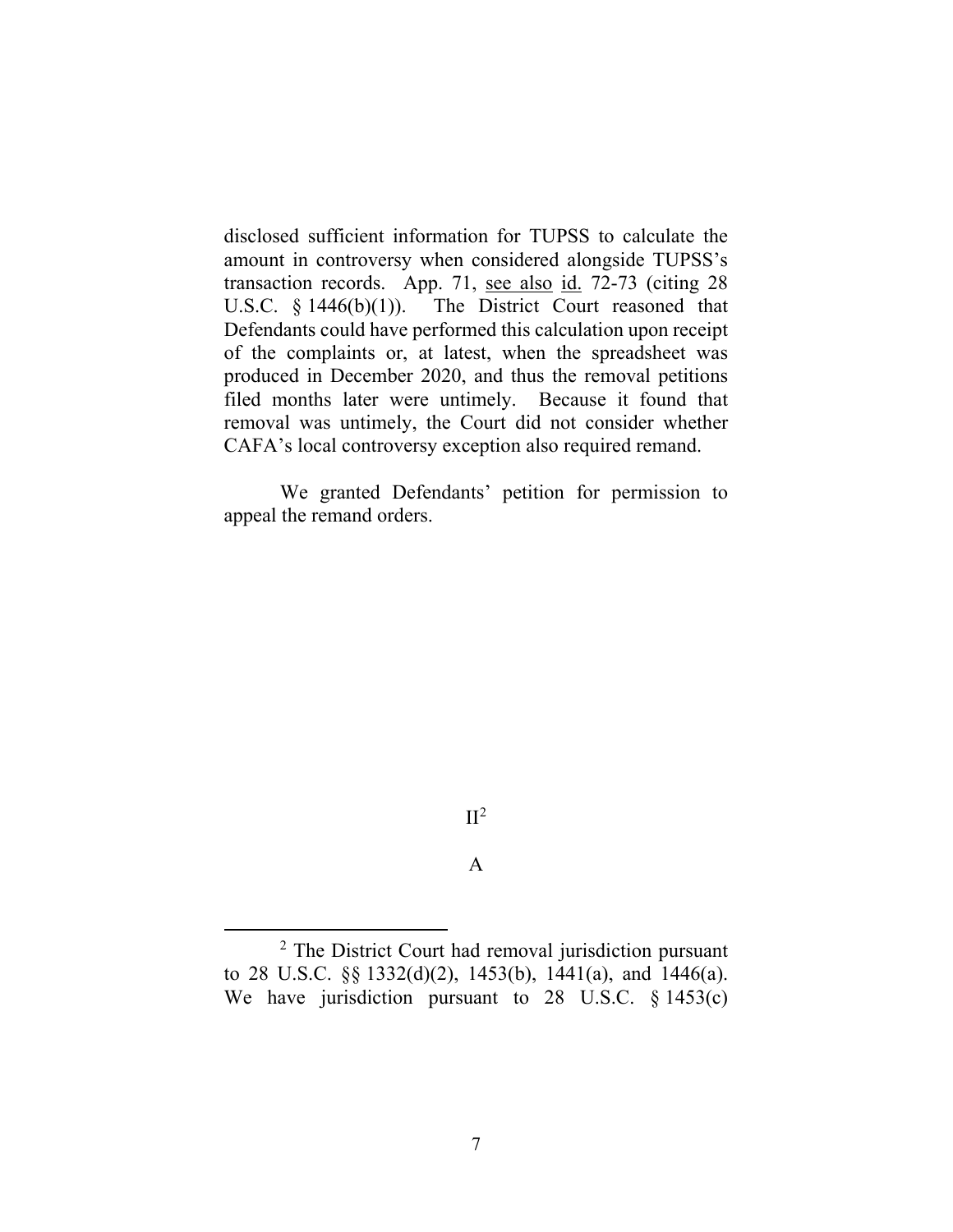disclosed sufficient information for TUPSS to calculate the amount in controversy when considered alongside TUPSS's transaction records. App. 71, see also id. 72-73 (citing 28 U.S.C. § 1446(b)(1)). The District Court reasoned that Defendants could have performed this calculation upon receipt of the complaints or, at latest, when the spreadsheet was produced in December 2020, and thus the removal petitions filed months later were untimely. Because it found that removal was untimely, the Court did not consider whether CAFA's local controversy exception also required remand.

We granted Defendants' petition for permission to appeal the remand orders.

## II[2]

### A

[2] The District Court had removal jurisdiction pursuant to 28 U.S.C. §§ 1332(d)(2), 1453(b), 1441(a), and 1446(a). We have jurisdiction pursuant to 28 U.S.C. § 1453(c)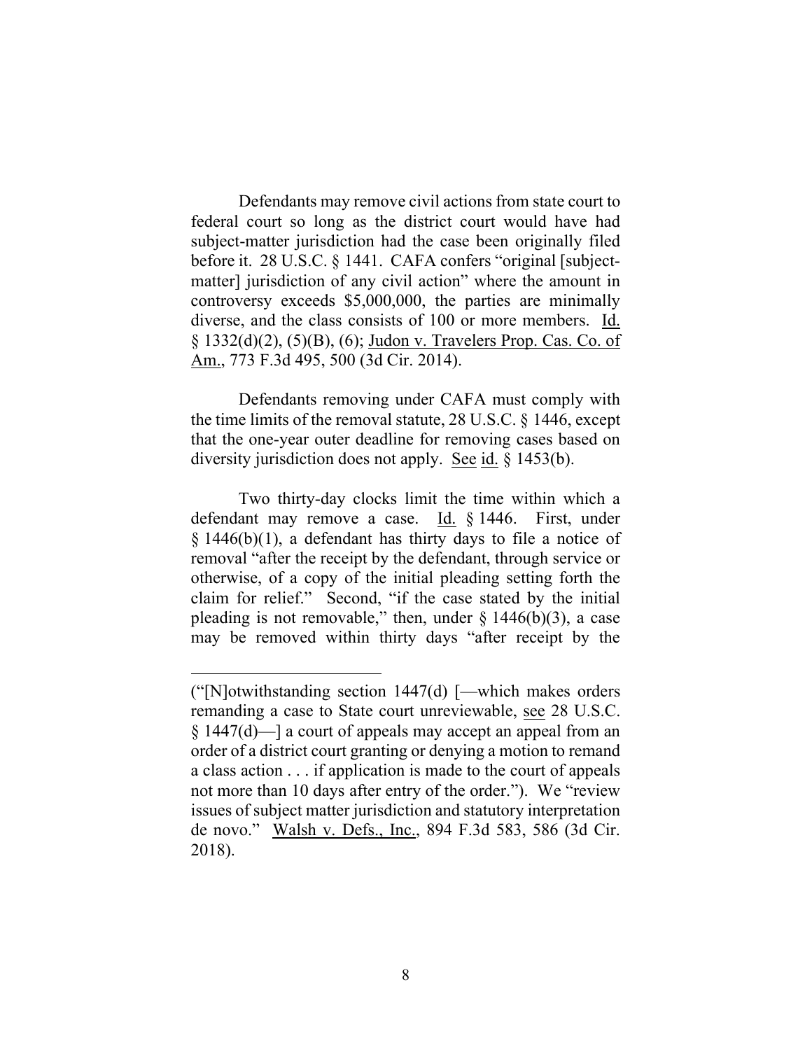Defendants may remove civil actions from state court to federal court so long as the district court would have had subject-matter jurisdiction had the case been originally filed before it. 28 U.S.C. § 1441. CAFA confers "original [subject-matter] jurisdiction of any civil action" where the amount in controversy exceeds $5,000,000, the parties are minimally diverse, and the class consists of 100 or more members. Id. § 1332(d)(2), (5)(B), (6); Judon v. Travelers Prop. Cas. Co. of Am., 773 F.3d 495, 500 (3d Cir. 2014).

Defendants removing under CAFA must comply with the time limits of the removal statute, 28 U.S.C. § 1446, except that the one-year outer deadline for removing cases based on diversity jurisdiction does not apply. See id. § 1453(b).

Two thirty-day clocks limit the time within which a defendant may remove a case. Id. § 1446. First, under § 1446(b)(1), a defendant has thirty days to file a notice of removal "after the receipt by the defendant, through service or otherwise, of a copy of the initial pleading setting forth the claim for relief." Second, "if the case stated by the initial pleading is not removable," then, under § 1446(b)(3), a case may be removed within thirty days "after receipt by the

---

("[N]otwithstanding section 1447(d) [—which makes orders remanding a case to State court unreviewable, see 28 U.S.C. § 1447(d)—] a court of appeals may accept an appeal from an order of a district court granting or denying a motion to remand a class action . . . if application is made to the court of appeals not more than 10 days after entry of the order."). We "review issues of subject matter jurisdiction and statutory interpretation de novo." Walsh v. Defs., Inc., 894 F.3d 583, 586 (3d Cir. 2018).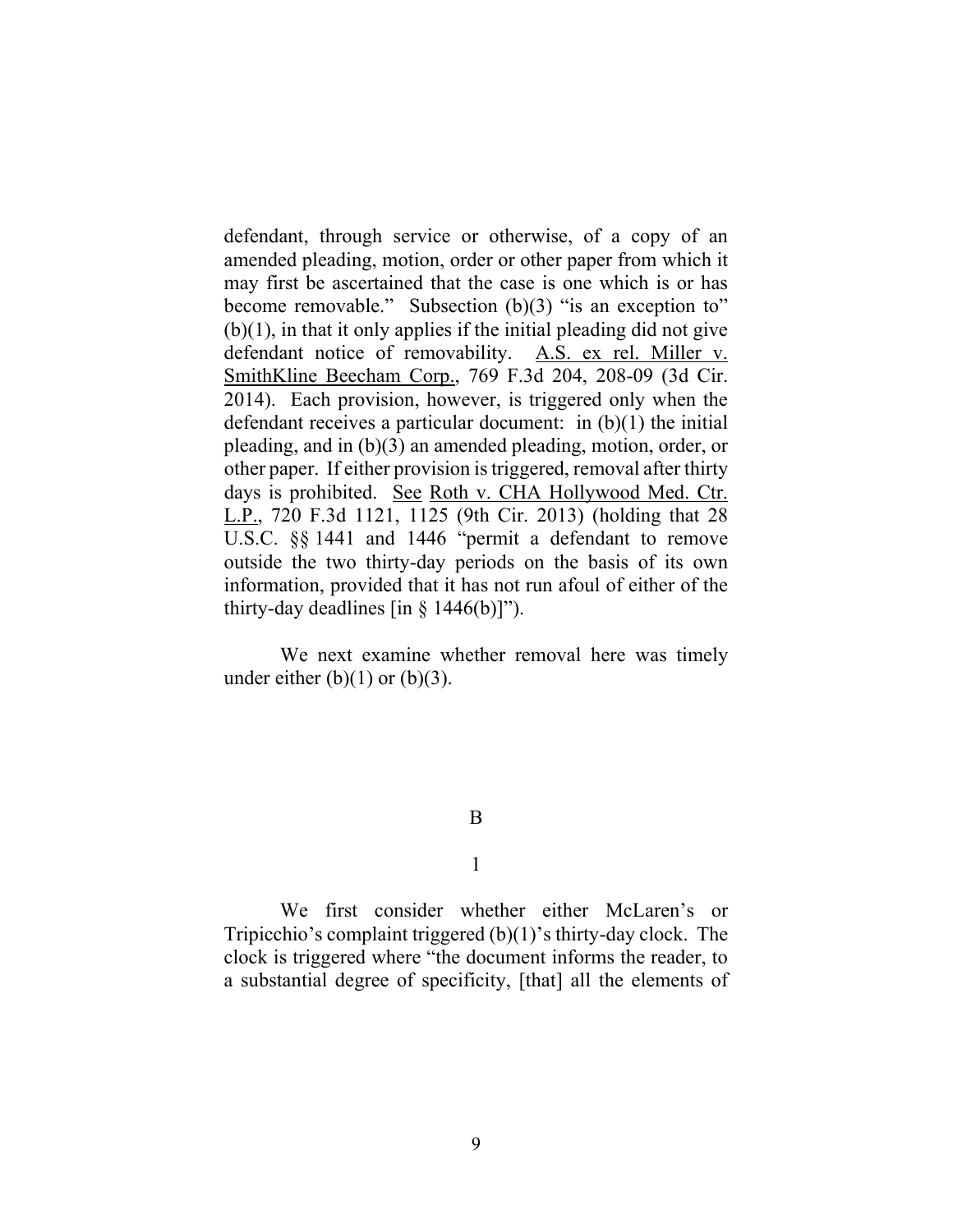defendant, through service or otherwise, of a copy of an amended pleading, motion, order or other paper from which it may first be ascertained that the case is one which is or has become removable." Subsection (b)(3) "is an exception to" (b)(1), in that it only applies if the initial pleading did not give defendant notice of removability. A.S. ex rel. Miller v. SmithKline Beecham Corp., 769 F.3d 204, 208-09 (3d Cir. 2014). Each provision, however, is triggered only when the defendant receives a particular document: in (b)(1) the initial pleading, and in (b)(3) an amended pleading, motion, order, or other paper. If either provision is triggered, removal after thirty days is prohibited. See Roth v. CHA Hollywood Med. Ctr. L.P., 720 F.3d 1121, 1125 (9th Cir. 2013) (holding that 28 U.S.C. §§ 1441 and 1446 "permit a defendant to remove outside the two thirty-day periods on the basis of its own information, provided that it has not run afoul of either of the thirty-day deadlines [in § 1446(b)]").

We next examine whether removal here was timely under either (b)(1) or (b)(3).

B

1

We first consider whether either McLaren's or Tripicchio's complaint triggered (b)(1)'s thirty-day clock. The clock is triggered where "the document informs the reader, to a substantial degree of specificity, [that] all the elements of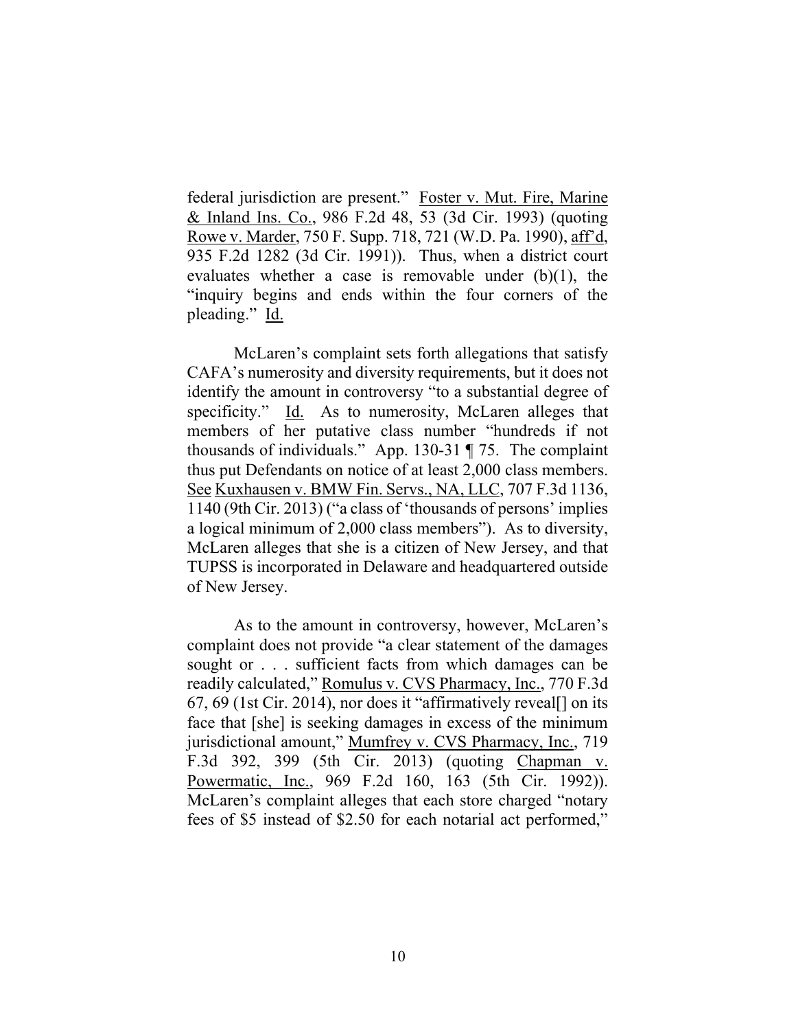federal jurisdiction are present." Foster v. Mut. Fire, Marine & Inland Ins. Co., 986 F.2d 48, 53 (3d Cir. 1993) (quoting Rowe v. Marder, 750 F. Supp. 718, 721 (W.D. Pa. 1990), aff'd, 935 F.2d 1282 (3d Cir. 1991)). Thus, when a district court evaluates whether a case is removable under (b)(1), the "inquiry begins and ends within the four corners of the pleading." Id.

McLaren's complaint sets forth allegations that satisfy CAFA's numerosity and diversity requirements, but it does not identify the amount in controversy "to a substantial degree of specificity." Id. As to numerosity, McLaren alleges that members of her putative class number "hundreds if not thousands of individuals." App. 130-31 ¶ 75. The complaint thus put Defendants on notice of at least 2,000 class members. See Kuxhausen v. BMW Fin. Servs., NA, LLC, 707 F.3d 1136, 1140 (9th Cir. 2013) ("a class of 'thousands of persons' implies a logical minimum of 2,000 class members"). As to diversity, McLaren alleges that she is a citizen of New Jersey, and that TUPSS is incorporated in Delaware and headquartered outside of New Jersey.

As to the amount in controversy, however, McLaren's complaint does not provide "a clear statement of the damages sought or . . . sufficient facts from which damages can be readily calculated," Romulus v. CVS Pharmacy, Inc., 770 F.3d 67, 69 (1st Cir. 2014), nor does it "affirmatively reveal[] on its face that [she] is seeking damages in excess of the minimum jurisdictional amount," Mumfrey v. CVS Pharmacy, Inc., 719 F.3d 392, 399 (5th Cir. 2013) (quoting Chapman v. Powermatic, Inc., 969 F.2d 160, 163 (5th Cir. 1992)). McLaren's complaint alleges that each store charged "notary fees of $5 instead of $2.50 for each notarial act performed,"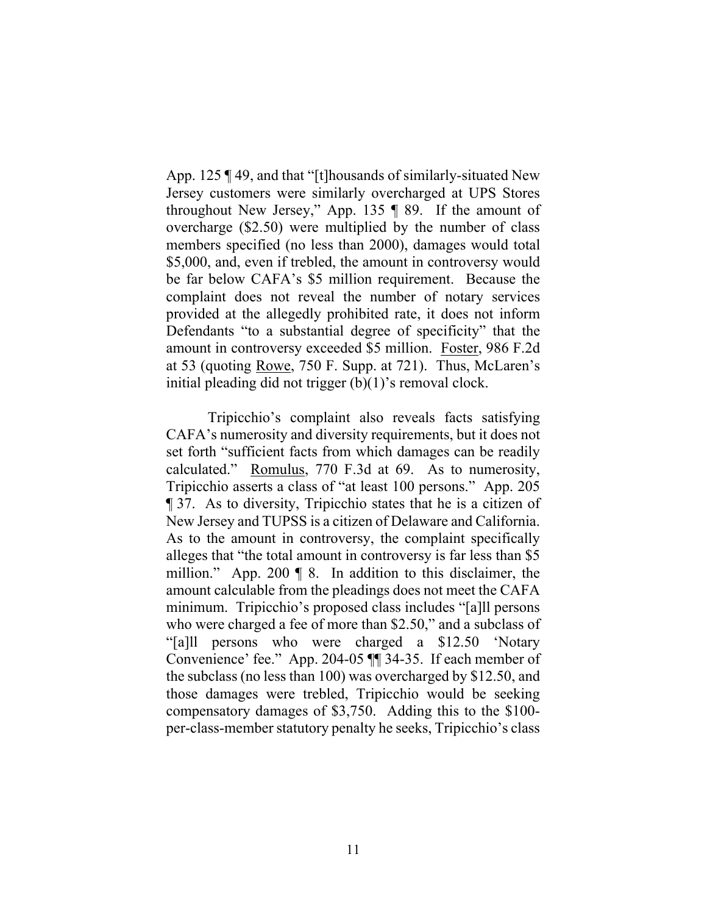App. 125 ¶ 49, and that "[t]housands of similarly-situated New Jersey customers were similarly overcharged at UPS Stores throughout New Jersey," App. 135 ¶ 89. If the amount of overcharge ($2.50) were multiplied by the number of class members specified (no less than 2000), damages would total $5,000, and, even if trebled, the amount in controversy would be far below CAFA's $5 million requirement. Because the complaint does not reveal the number of notary services provided at the allegedly prohibited rate, it does not inform Defendants "to a substantial degree of specificity" that the amount in controversy exceeded $5 million. Foster, 986 F.2d at 53 (quoting Rowe, 750 F. Supp. at 721). Thus, McLaren's initial pleading did not trigger (b)(1)'s removal clock.

Tripicchio's complaint also reveals facts satisfying CAFA's numerosity and diversity requirements, but it does not set forth "sufficient facts from which damages can be readily calculated." Romulus, 770 F.3d at 69. As to numerosity, Tripicchio asserts a class of "at least 100 persons." App. 205 ¶ 37. As to diversity, Tripicchio states that he is a citizen of New Jersey and TUPSS is a citizen of Delaware and California. As to the amount in controversy, the complaint specifically alleges that "the total amount in controversy is far less than $5 million." App. 200 ¶ 8. In addition to this disclaimer, the amount calculable from the pleadings does not meet the CAFA minimum. Tripicchio's proposed class includes "[a]ll persons who were charged a fee of more than $2.50," and a subclass of "[a]ll persons who were charged a $12.50 'Notary Convenience' fee." App. 204-05 ¶¶ 34-35. If each member of the subclass (no less than 100) was overcharged by $12.50, and those damages were trebled, Tripicchio would be seeking compensatory damages of $3,750. Adding this to the $100-per-class-member statutory penalty he seeks, Tripicchio's class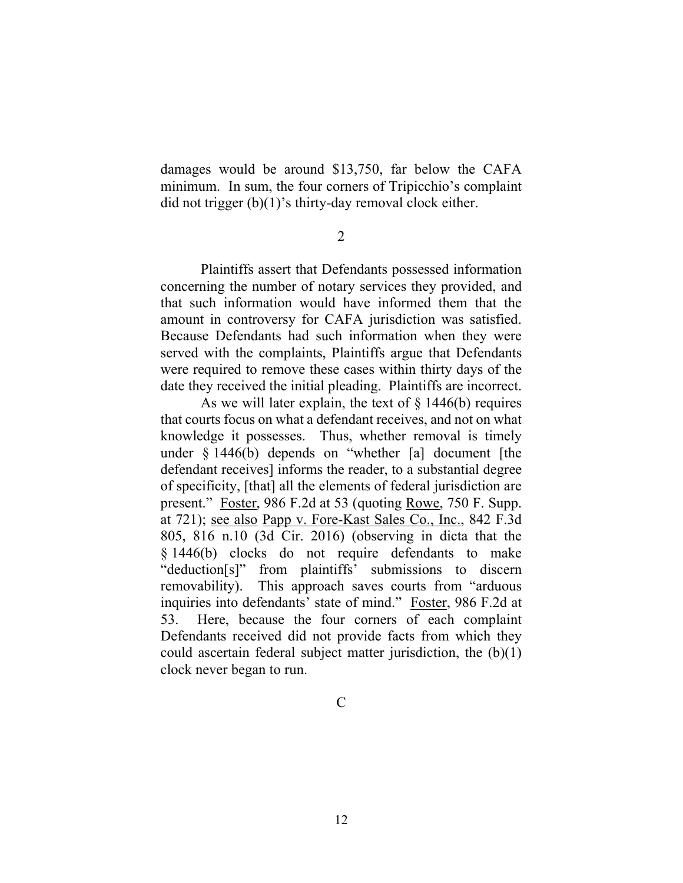damages would be around $13,750, far below the CAFA minimum. In sum, the four corners of Tripicchio's complaint did not trigger (b)(1)'s thirty-day removal clock either.

### 2

Plaintiffs assert that Defendants possessed information concerning the number of notary services they provided, and that such information would have informed them that the amount in controversy for CAFA jurisdiction was satisfied. Because Defendants had such information when they were served with the complaints, Plaintiffs argue that Defendants were required to remove these cases within thirty days of the date they received the initial pleading. Plaintiffs are incorrect.

As we will later explain, the text of § 1446(b) requires that courts focus on what a defendant receives, and not on what knowledge it possesses. Thus, whether removal is timely under § 1446(b) depends on "whether [a] document [the defendant receives] informs the reader, to a substantial degree of specificity, [that] all the elements of federal jurisdiction are present." Foster, 986 F.2d at 53 (quoting Rowe, 750 F. Supp. at 721); see also Papp v. Fore-Kast Sales Co., Inc., 842 F.3d 805, 816 n.10 (3d Cir. 2016) (observing in dicta that the § 1446(b) clocks do not require defendants to make "deduction[s]" from plaintiffs' submissions to discern removability). This approach saves courts from "arduous inquiries into defendants' state of mind." Foster, 986 F.2d at 53. Here, because the four corners of each complaint Defendants received did not provide facts from which they could ascertain federal subject matter jurisdiction, the (b)(1) clock never began to run.

## C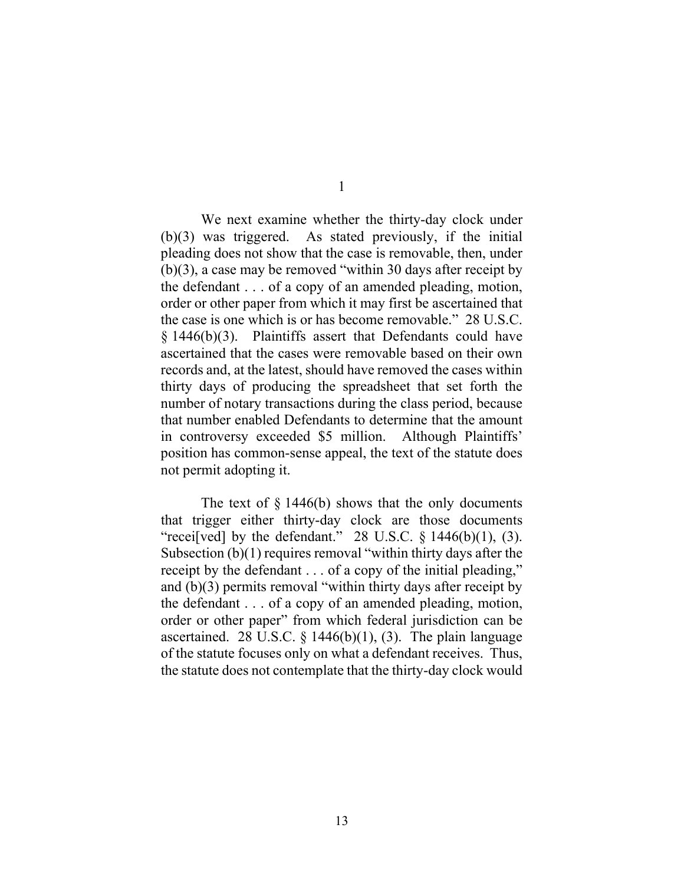### 1

We next examine whether the thirty-day clock under (b)(3) was triggered. As stated previously, if the initial pleading does not show that the case is removable, then, under (b)(3), a case may be removed "within 30 days after receipt by the defendant . . . of a copy of an amended pleading, motion, order or other paper from which it may first be ascertained that the case is one which is or has become removable." 28 U.S.C. § 1446(b)(3). Plaintiffs assert that Defendants could have ascertained that the cases were removable based on their own records and, at the latest, should have removed the cases within thirty days of producing the spreadsheet that set forth the number of notary transactions during the class period, because that number enabled Defendants to determine that the amount in controversy exceeded $5 million. Although Plaintiffs' position has common-sense appeal, the text of the statute does not permit adopting it.

The text of § 1446(b) shows that the only documents that trigger either thirty-day clock are those documents "recei[ved] by the defendant." 28 U.S.C. § 1446(b)(1), (3). Subsection (b)(1) requires removal "within thirty days after the receipt by the defendant . . . of a copy of the initial pleading," and (b)(3) permits removal "within thirty days after receipt by the defendant . . . of a copy of an amended pleading, motion, order or other paper" from which federal jurisdiction can be ascertained. 28 U.S.C. § 1446(b)(1), (3). The plain language of the statute focuses only on what a defendant receives. Thus, the statute does not contemplate that the thirty-day clock would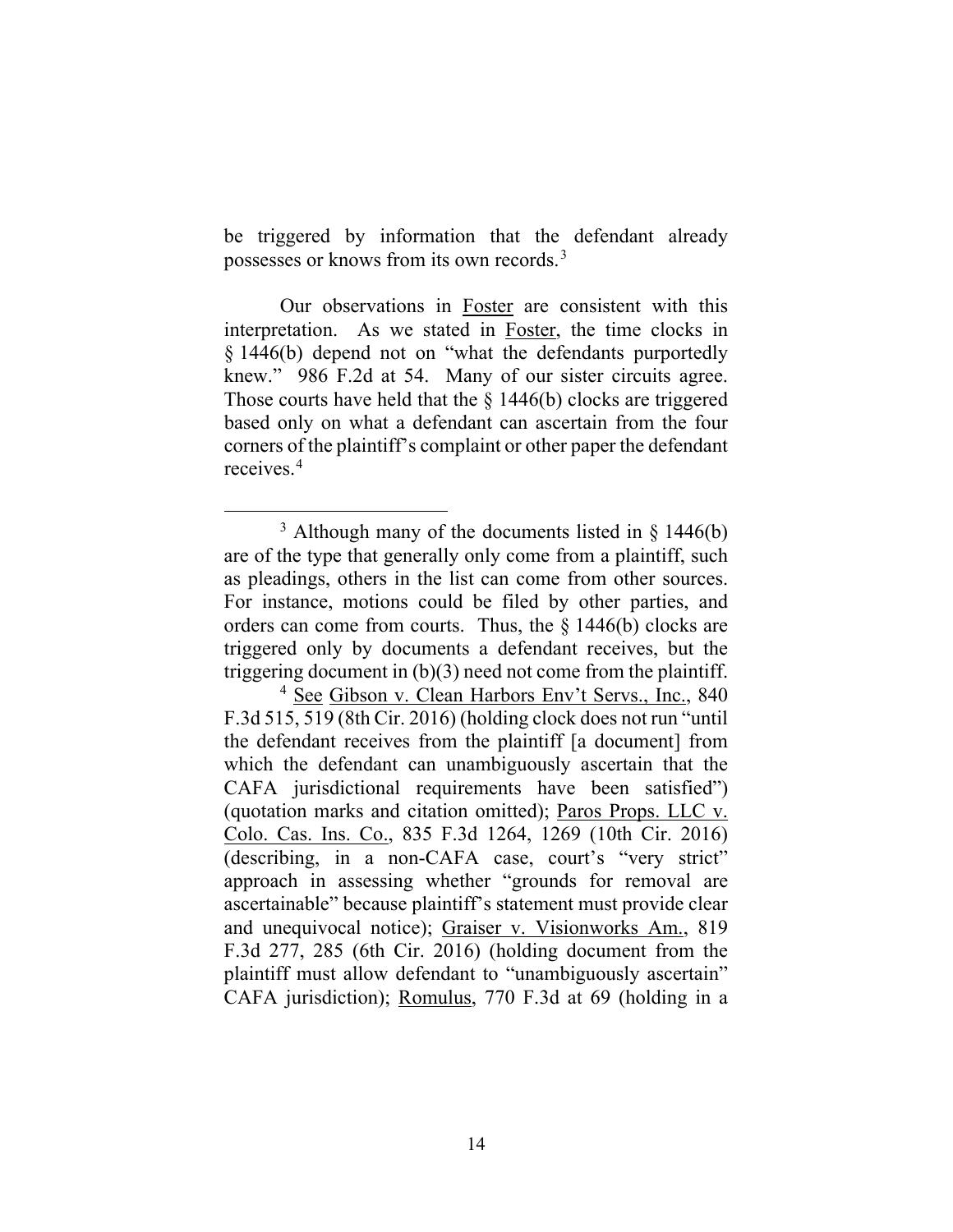be triggered by information that the defendant already possesses or knows from its own records.[3]

Our observations in Foster are consistent with this interpretation. As we stated in Foster, the time clocks in § 1446(b) depend not on "what the defendants purportedly knew." 986 F.2d at 54. Many of our sister circuits agree. Those courts have held that the § 1446(b) clocks are triggered based only on what a defendant can ascertain from the four corners of the plaintiff's complaint or other paper the defendant receives.[4]

---

[3] Although many of the documents listed in § 1446(b) are of the type that generally only come from a plaintiff, such as pleadings, others in the list can come from other sources. For instance, motions could be filed by other parties, and orders can come from courts. Thus, the § 1446(b) clocks are triggered only by documents a defendant receives, but the triggering document in (b)(3) need not come from the plaintiff.

[4] See Gibson v. Clean Harbors Env't Servs., Inc., 840 F.3d 515, 519 (8th Cir. 2016) (holding clock does not run "until the defendant receives from the plaintiff [a document] from which the defendant can unambiguously ascertain that the CAFA jurisdictional requirements have been satisfied") (quotation marks and citation omitted); Paros Props. LLC v. Colo. Cas. Ins. Co., 835 F.3d 1264, 1269 (10th Cir. 2016) (describing, in a non-CAFA case, court's "very strict" approach in assessing whether "grounds for removal are ascertainable" because plaintiff's statement must provide clear and unequivocal notice); Graiser v. Visionworks Am., 819 F.3d 277, 285 (6th Cir. 2016) (holding document from the plaintiff must allow defendant to "unambiguously ascertain" CAFA jurisdiction); Romulus, 770 F.3d at 69 (holding in a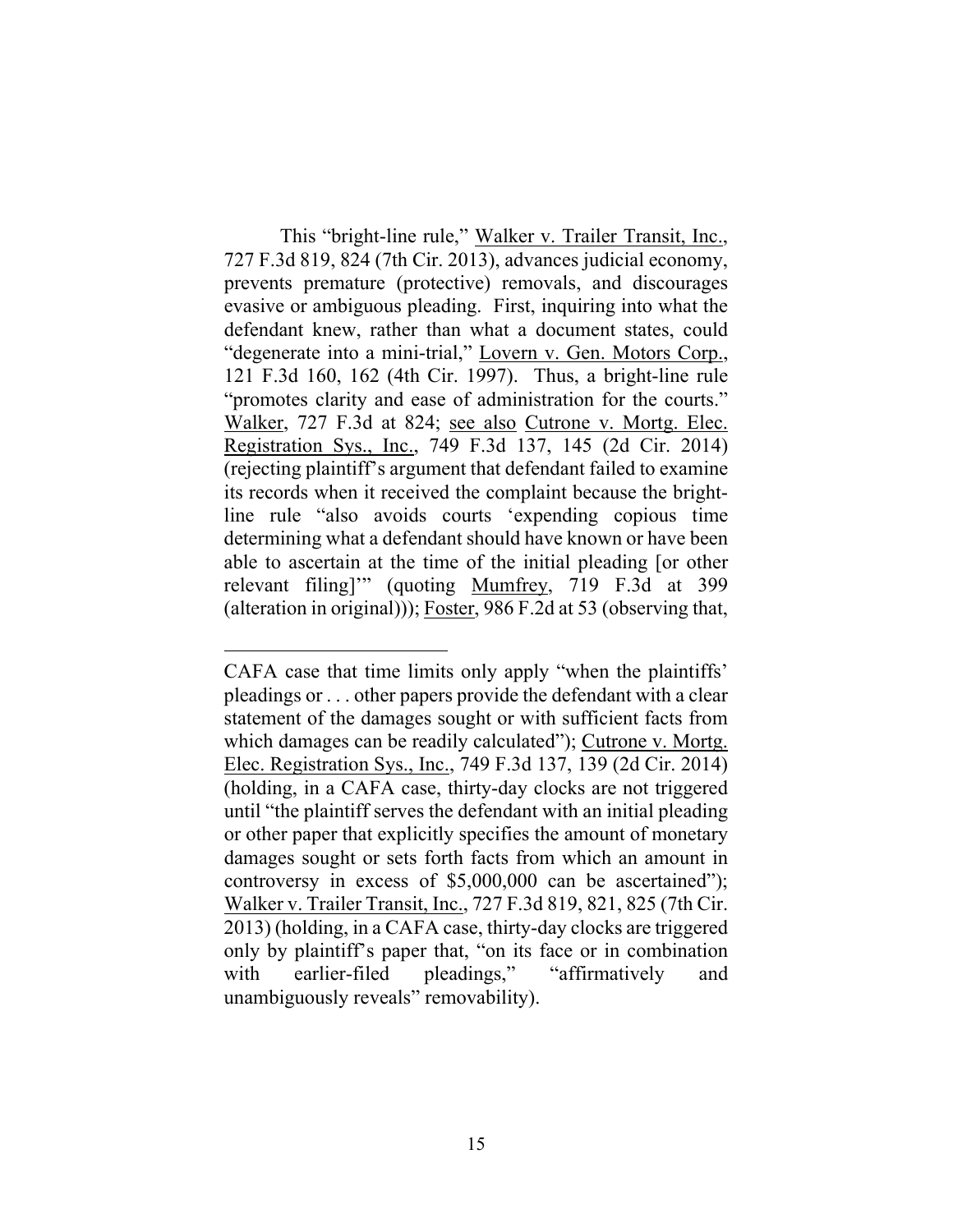This "bright-line rule," Walker v. Trailer Transit, Inc., 727 F.3d 819, 824 (7th Cir. 2013), advances judicial economy, prevents premature (protective) removals, and discourages evasive or ambiguous pleading. First, inquiring into what the defendant knew, rather than what a document states, could "degenerate into a mini-trial," Lovern v. Gen. Motors Corp., 121 F.3d 160, 162 (4th Cir. 1997). Thus, a bright-line rule "promotes clarity and ease of administration for the courts." Walker, 727 F.3d at 824; see also Cutrone v. Mortg. Elec. Registration Sys., Inc., 749 F.3d 137, 145 (2d Cir. 2014) (rejecting plaintiff's argument that defendant failed to examine its records when it received the complaint because the bright-line rule "also avoids courts 'expending copious time determining what a defendant should have known or have been able to ascertain at the time of the initial pleading [or other relevant filing]'" (quoting Mumfrey, 719 F.3d at 399 (alteration in original))); Foster, 986 F.2d at 53 (observing that,

---

CAFA case that time limits only apply "when the plaintiffs' pleadings or . . . other papers provide the defendant with a clear statement of the damages sought or with sufficient facts from which damages can be readily calculated"); Cutrone v. Mortg. Elec. Registration Sys., Inc., 749 F.3d 137, 139 (2d Cir. 2014) (holding, in a CAFA case, thirty-day clocks are not triggered until "the plaintiff serves the defendant with an initial pleading or other paper that explicitly specifies the amount of monetary damages sought or sets forth facts from which an amount in controversy in excess of $5,000,000 can be ascertained"); Walker v. Trailer Transit, Inc., 727 F.3d 819, 821, 825 (7th Cir. 2013) (holding, in a CAFA case, thirty-day clocks are triggered only by plaintiff's paper that, "on its face or in combination with earlier-filed pleadings," "affirmatively and unambiguously reveals" removability).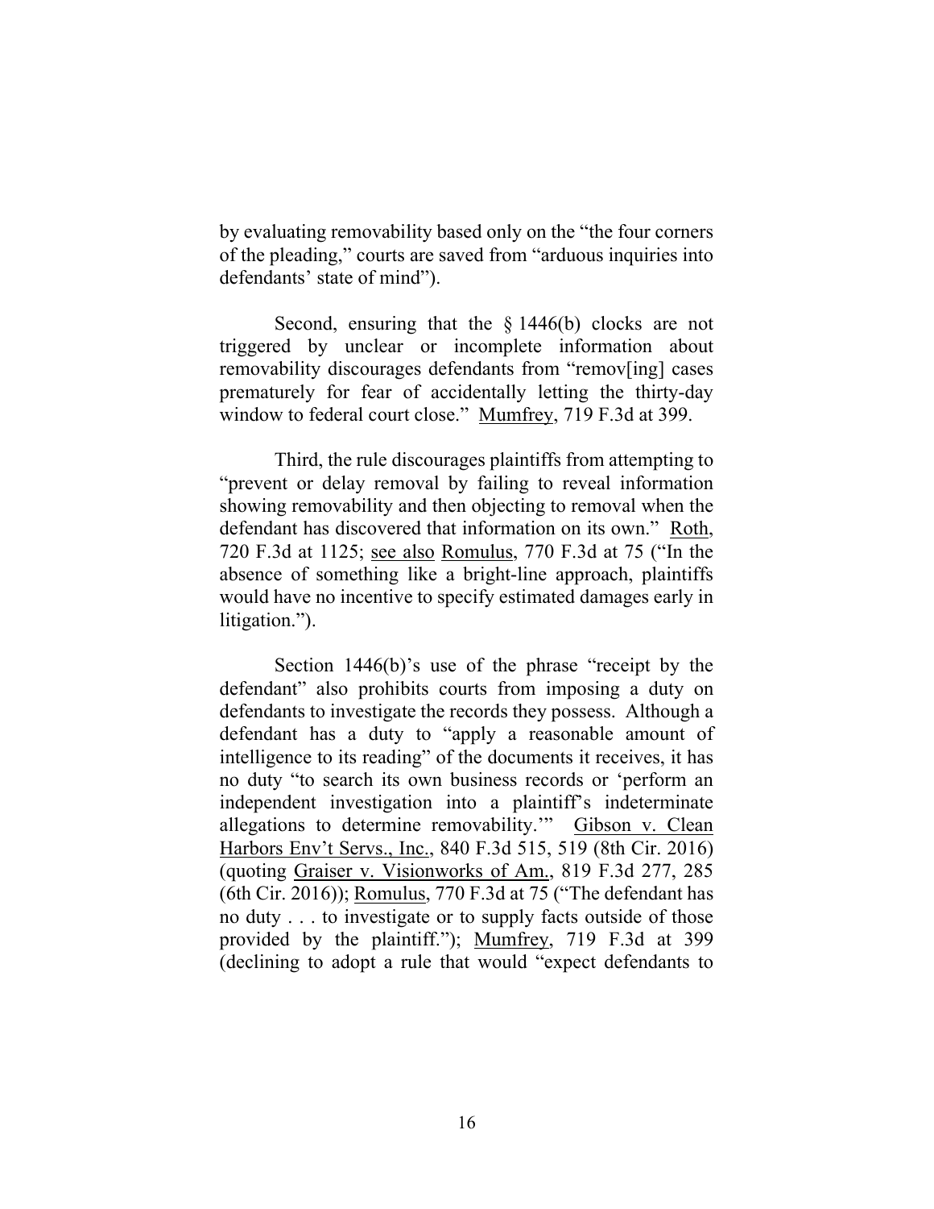by evaluating removability based only on the "the four corners of the pleading," courts are saved from "arduous inquiries into defendants' state of mind").

Second, ensuring that the § 1446(b) clocks are not triggered by unclear or incomplete information about removability discourages defendants from "remov[ing] cases prematurely for fear of accidentally letting the thirty-day window to federal court close." Mumfrey, 719 F.3d at 399.

Third, the rule discourages plaintiffs from attempting to "prevent or delay removal by failing to reveal information showing removability and then objecting to removal when the defendant has discovered that information on its own." Roth, 720 F.3d at 1125; see also Romulus, 770 F.3d at 75 ("In the absence of something like a bright-line approach, plaintiffs would have no incentive to specify estimated damages early in litigation.").

Section 1446(b)'s use of the phrase "receipt by the defendant" also prohibits courts from imposing a duty on defendants to investigate the records they possess. Although a defendant has a duty to "apply a reasonable amount of intelligence to its reading" of the documents it receives, it has no duty "to search its own business records or 'perform an independent investigation into a plaintiff's indeterminate allegations to determine removability.'" Gibson v. Clean Harbors Env't Servs., Inc., 840 F.3d 515, 519 (8th Cir. 2016) (quoting Graiser v. Visionworks of Am., 819 F.3d 277, 285 (6th Cir. 2016)); Romulus, 770 F.3d at 75 ("The defendant has no duty . . . to investigate or to supply facts outside of those provided by the plaintiff."); Mumfrey, 719 F.3d at 399 (declining to adopt a rule that would "expect defendants to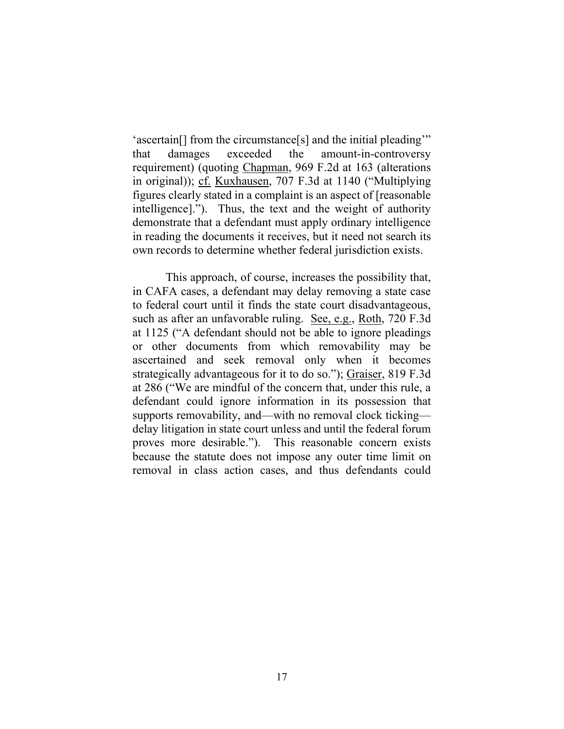'ascertain[] from the circumstance[s] and the initial pleading'" that damages exceeded the amount-in-controversy requirement) (quoting Chapman, 969 F.2d at 163 (alterations in original)); cf. Kuxhausen, 707 F.3d at 1140 ("Multiplying figures clearly stated in a complaint is an aspect of [reasonable intelligence]."). Thus, the text and the weight of authority demonstrate that a defendant must apply ordinary intelligence in reading the documents it receives, but it need not search its own records to determine whether federal jurisdiction exists.

This approach, of course, increases the possibility that, in CAFA cases, a defendant may delay removing a state case to federal court until it finds the state court disadvantageous, such as after an unfavorable ruling. See, e.g., Roth, 720 F.3d at 1125 ("A defendant should not be able to ignore pleadings or other documents from which removability may be ascertained and seek removal only when it becomes strategically advantageous for it to do so."); Graiser, 819 F.3d at 286 ("We are mindful of the concern that, under this rule, a defendant could ignore information in its possession that supports removability, and—with no removal clock ticking—delay litigation in state court unless and until the federal forum proves more desirable."). This reasonable concern exists because the statute does not impose any outer time limit on removal in class action cases, and thus defendants could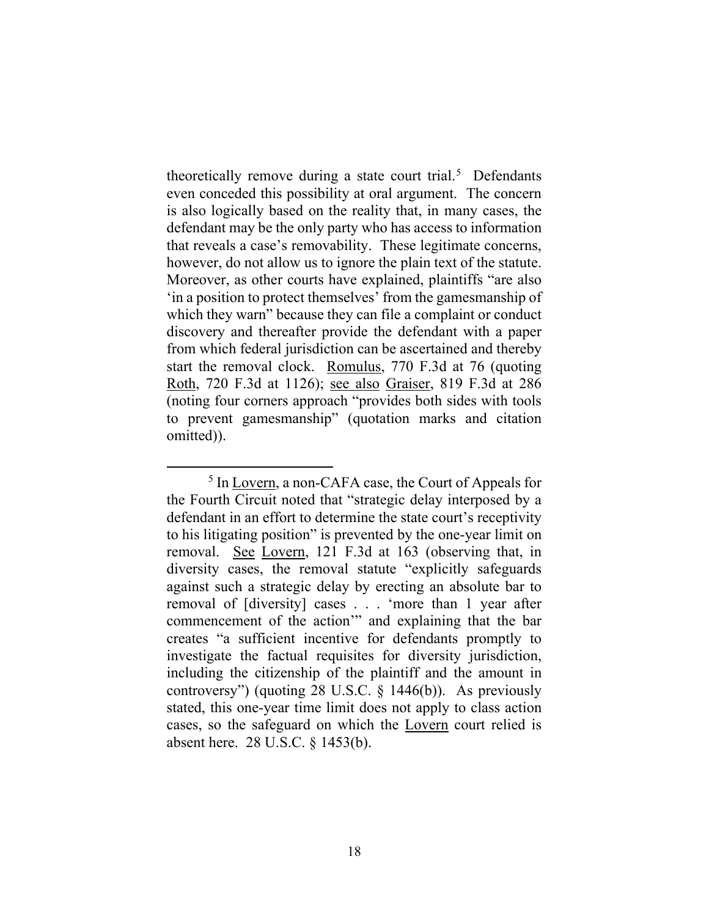theoretically remove during a state court trial.[5] Defendants even conceded this possibility at oral argument. The concern is also logically based on the reality that, in many cases, the defendant may be the only party who has access to information that reveals a case's removability. These legitimate concerns, however, do not allow us to ignore the plain text of the statute. Moreover, as other courts have explained, plaintiffs "are also 'in a position to protect themselves' from the gamesmanship of which they warn" because they can file a complaint or conduct discovery and thereafter provide the defendant with a paper from which federal jurisdiction can be ascertained and thereby start the removal clock. Romulus, 770 F.3d at 76 (quoting Roth, 720 F.3d at 1126); see also Graiser, 819 F.3d at 286 (noting four corners approach "provides both sides with tools to prevent gamesmanship" (quotation marks and citation omitted)).

---

[5] In Lovern, a non-CAFA case, the Court of Appeals for the Fourth Circuit noted that "strategic delay interposed by a defendant in an effort to determine the state court's receptivity to his litigating position" is prevented by the one-year limit on removal. See Lovern, 121 F.3d at 163 (observing that, in diversity cases, the removal statute "explicitly safeguards against such a strategic delay by erecting an absolute bar to removal of [diversity] cases . . . 'more than 1 year after commencement of the action'" and explaining that the bar creates "a sufficient incentive for defendants promptly to investigate the factual requisites for diversity jurisdiction, including the citizenship of the plaintiff and the amount in controversy") (quoting 28 U.S.C. § 1446(b)). As previously stated, this one-year time limit does not apply to class action cases, so the safeguard on which the Lovern court relied is absent here. 28 U.S.C. § 1453(b).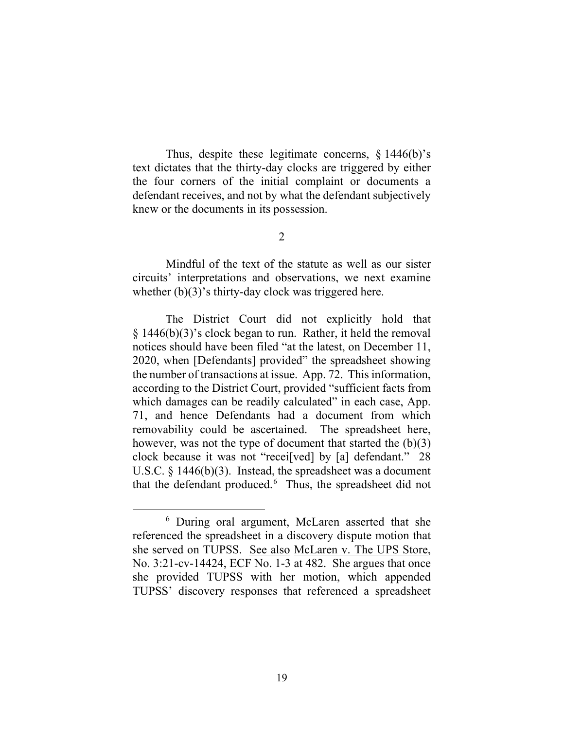Thus, despite these legitimate concerns, § 1446(b)'s text dictates that the thirty-day clocks are triggered by either the four corners of the initial complaint or documents a defendant receives, and not by what the defendant subjectively knew or the documents in its possession.

2

Mindful of the text of the statute as well as our sister circuits' interpretations and observations, we next examine whether (b)(3)'s thirty-day clock was triggered here.

The District Court did not explicitly hold that § 1446(b)(3)'s clock began to run. Rather, it held the removal notices should have been filed "at the latest, on December 11, 2020, when [Defendants] provided" the spreadsheet showing the number of transactions at issue. App. 72. This information, according to the District Court, provided "sufficient facts from which damages can be readily calculated" in each case, App. 71, and hence Defendants had a document from which removability could be ascertained. The spreadsheet here, however, was not the type of document that started the (b)(3) clock because it was not "recei[ved] by [a] defendant." 28 U.S.C. § 1446(b)(3). Instead, the spreadsheet was a document that the defendant produced.[6] Thus, the spreadsheet did not

[6] During oral argument, McLaren asserted that she referenced the spreadsheet in a discovery dispute motion that she served on TUPSS. See also McLaren v. The UPS Store, No. 3:21-cv-14424, ECF No. 1-3 at 482. She argues that once she provided TUPSS with her motion, which appended TUPSS' discovery responses that referenced a spreadsheet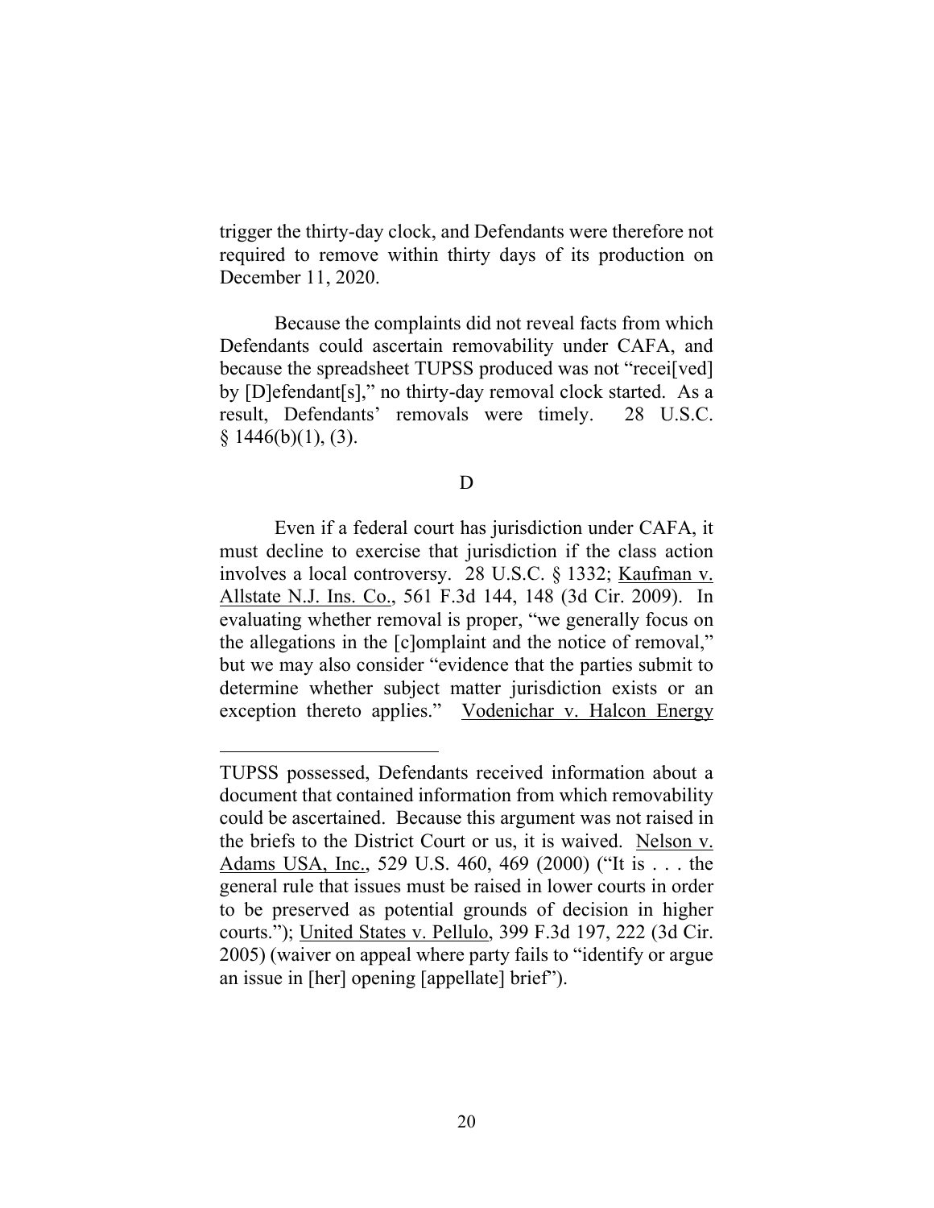trigger the thirty-day clock, and Defendants were therefore not required to remove within thirty days of its production on December 11, 2020.

Because the complaints did not reveal facts from which Defendants could ascertain removability under CAFA, and because the spreadsheet TUPSS produced was not "recei[ved] by [D]efendant[s]," no thirty-day removal clock started. As a result, Defendants' removals were timely. 28 U.S.C. § 1446(b)(1), (3).

D

Even if a federal court has jurisdiction under CAFA, it must decline to exercise that jurisdiction if the class action involves a local controversy. 28 U.S.C. § 1332; Kaufman v. Allstate N.J. Ins. Co., 561 F.3d 144, 148 (3d Cir. 2009). In evaluating whether removal is proper, "we generally focus on the allegations in the [c]omplaint and the notice of removal," but we may also consider "evidence that the parties submit to determine whether subject matter jurisdiction exists or an exception thereto applies." Vodenichar v. Halcon Energy

---

TUPSS possessed, Defendants received information about a document that contained information from which removability could be ascertained. Because this argument was not raised in the briefs to the District Court or us, it is waived. Nelson v. Adams USA, Inc., 529 U.S. 460, 469 (2000) ("It is . . . the general rule that issues must be raised in lower courts in order to be preserved as potential grounds of decision in higher courts."); United States v. Pellulo, 399 F.3d 197, 222 (3d Cir. 2005) (waiver on appeal where party fails to "identify or argue an issue in [her] opening [appellate] brief").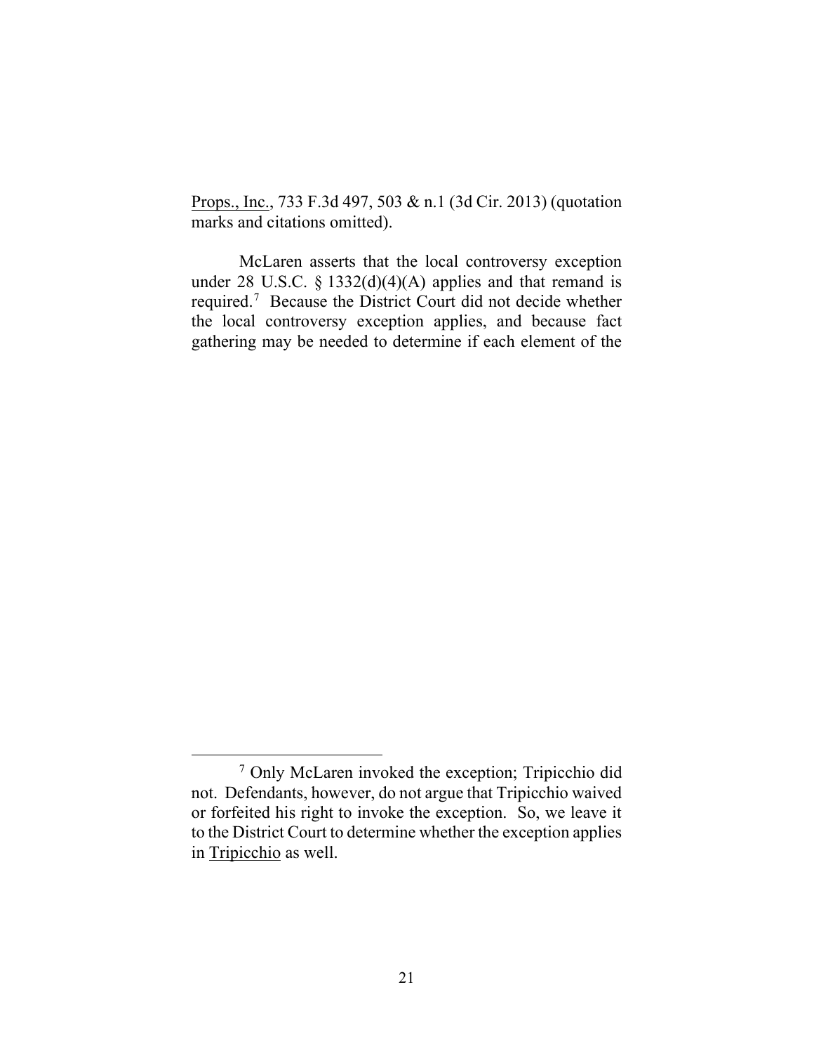Props., Inc., 733 F.3d 497, 503 & n.1 (3d Cir. 2013) (quotation marks and citations omitted).

McLaren asserts that the local controversy exception under 28 U.S.C. § 1332(d)(4)(A) applies and that remand is required.[7] Because the District Court did not decide whether the local controversy exception applies, and because fact gathering may be needed to determine if each element of the

[7] Only McLaren invoked the exception; Tripicchio did not. Defendants, however, do not argue that Tripicchio waived or forfeited his right to invoke the exception. So, we leave it to the District Court to determine whether the exception applies in Tripicchio as well.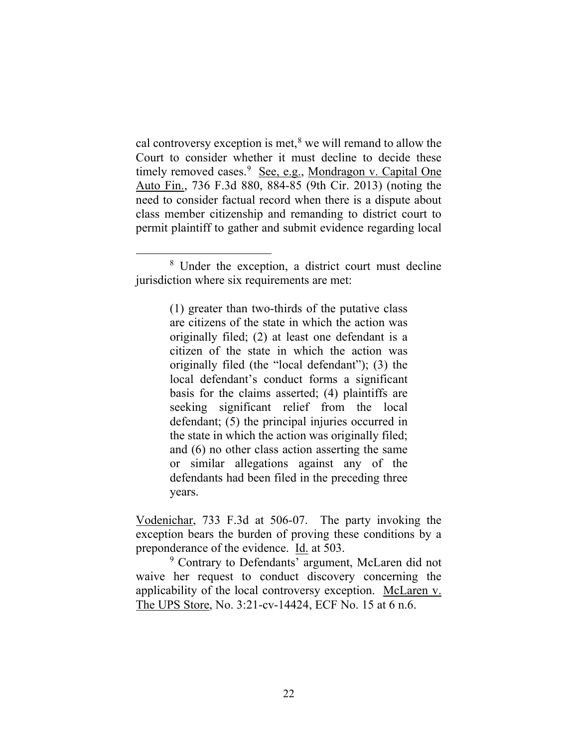cal controversy exception is met,[8] we will remand to allow the Court to consider whether it must decline to decide these timely removed cases.[9] See, e.g., Mondragon v. Capital One Auto Fin., 736 F.3d 880, 884-85 (9th Cir. 2013) (noting the need to consider factual record when there is a dispute about class member citizenship and remanding to district court to permit plaintiff to gather and submit evidence regarding local

---

[8] Under the exception, a district court must decline jurisdiction where six requirements are met:

> (1) greater than two-thirds of the putative class are citizens of the state in which the action was originally filed; (2) at least one defendant is a citizen of the state in which the action was originally filed (the "local defendant"); (3) the local defendant's conduct forms a significant basis for the claims asserted; (4) plaintiffs are seeking significant relief from the local defendant; (5) the principal injuries occurred in the state in which the action was originally filed; and (6) no other class action asserting the same or similar allegations against any of the defendants had been filed in the preceding three years.

Vodenichar, 733 F.3d at 506-07. The party invoking the exception bears the burden of proving these conditions by a preponderance of the evidence. Id. at 503.

[9] Contrary to Defendants' argument, McLaren did not waive her request to conduct discovery concerning the applicability of the local controversy exception. McLaren v. The UPS Store, No. 3:21-cv-14424, ECF No. 15 at 6 n.6.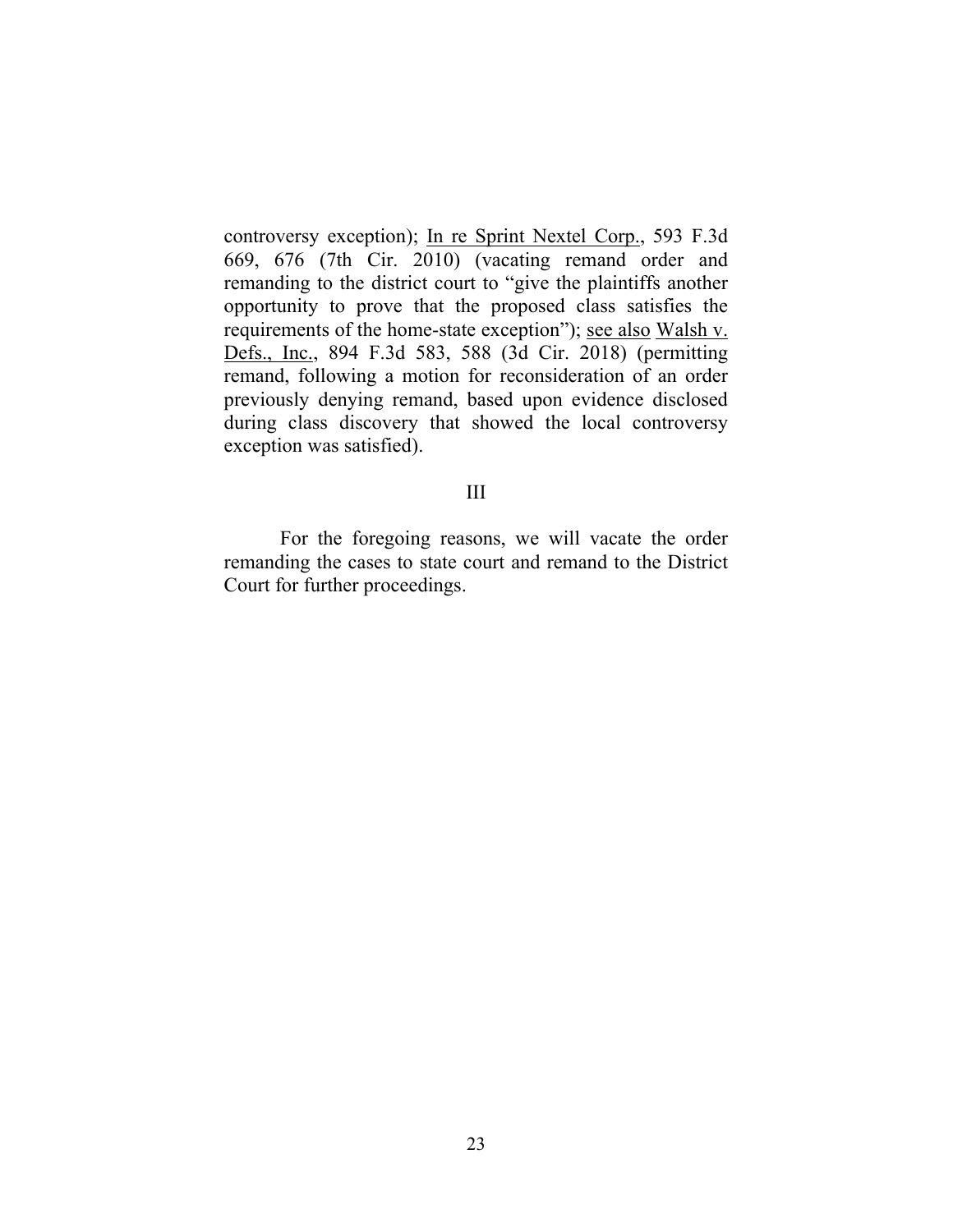controversy exception); In re Sprint Nextel Corp., 593 F.3d 669, 676 (7th Cir. 2010) (vacating remand order and remanding to the district court to "give the plaintiffs another opportunity to prove that the proposed class satisfies the requirements of the home-state exception"); see also Walsh v. Defs., Inc., 894 F.3d 583, 588 (3d Cir. 2018) (permitting remand, following a motion for reconsideration of an order previously denying remand, based upon evidence disclosed during class discovery that showed the local controversy exception was satisfied).

## III

For the foregoing reasons, we will vacate the order remanding the cases to state court and remand to the District Court for further proceedings.